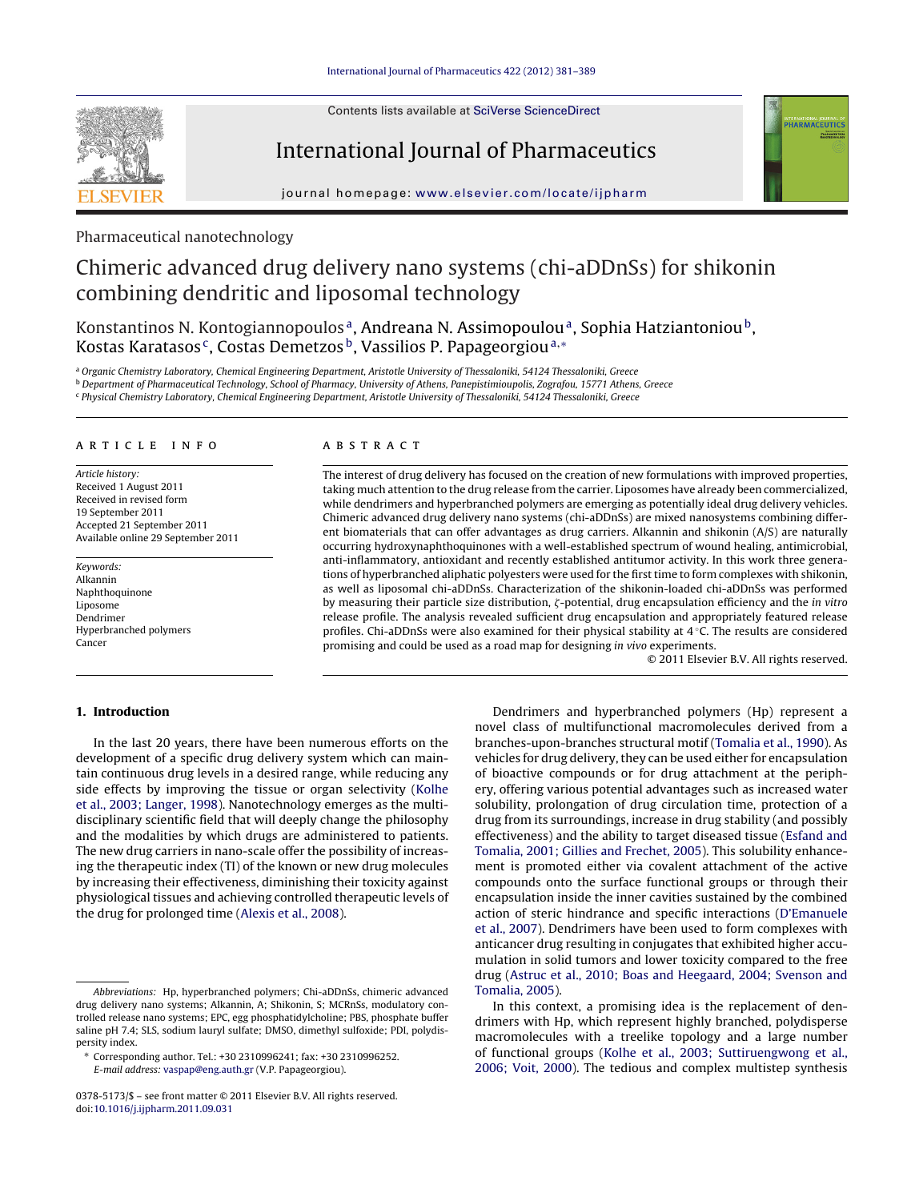Pharmaceutical nanotechnology

# Chimeric advanced drug delivery nano systems (chi-aDDnSs) for shikonin combining dendritic and liposomal technology

Konstantinos N. Kontogiannopoulos[a], Andreana N. Assimopoulou[a], Sophia Hatziantoniou[b], Kostas Karatasos[c], Costas Demetzos[b], Vassilios P. Papageorgiou[a,*]

[a] Organic Chemistry Laboratory, Chemical Engineering Department, Aristotle University of Thessaloniki, 54124 Thessaloniki, Greece
[b] Department of Pharmaceutical Technology, School of Pharmacy, University of Athens, Panepistimioupolis, Zografou, 15771 Athens, Greece
[c] Physical Chemistry Laboratory, Chemical Engineering Department, Aristotle University of Thessaloniki, 54124 Thessaloniki, Greece

## ARTICLE INFO

*Article history:*
Received 1 August 2011
Received in revised form 19 September 2011
Accepted 21 September 2011
Available online 29 September 2011

*Keywords:*
Alkannin
Naphthoquinone
Liposome
Dendrimer
Hyperbranched polymers
Cancer

## ABSTRACT

The interest of drug delivery has focused on the creation of new formulations with improved properties, taking much attention to the drug release from the carrier. Liposomes have already been commercialized, while dendrimers and hyperbranched polymers are emerging as potentially ideal drug delivery vehicles. Chimeric advanced drug delivery nano systems (chi-aDDnSs) are mixed nanosystems combining different biomaterials that can offer advantages as drug carriers. Alkannin and shikonin (A/S) are naturally occurring hydroxynaphthoquinones with a well-established spectrum of wound healing, antimicrobial, anti-inflammatory, antioxidant and recently established antitumor activity. In this work three generations of hyperbranched aliphatic polyesters were used for the first time to form complexes with shikonin, as well as liposomal chi-aDDnSs. Characterization of the shikonin-loaded chi-aDDnSs was performed by measuring their particle size distribution, ζ-potential, drug encapsulation efficiency and the *in vitro* release profile. The analysis revealed sufficient drug encapsulation and appropriately featured release profiles. Chi-aDDnSs were also examined for their physical stability at 4 °C. The results are considered promising and could be used as a road map for designing *in vivo* experiments.

© 2011 Elsevier B.V. All rights reserved.

## 1. Introduction

In the last 20 years, there have been numerous efforts on the development of a specific drug delivery system which can maintain continuous drug levels in a desired range, while reducing any side effects by improving the tissue or organ selectivity (Kolhe et al., 2003; Langer, 1998). Nanotechnology emerges as the multidisciplinary scientific field that will deeply change the philosophy and the modalities by which drugs are administered to patients. The new drug carriers in nano-scale offer the possibility of increasing the therapeutic index (TI) of the known or new drug molecules by increasing their effectiveness, diminishing their toxicity against physiological tissues and achieving controlled therapeutic levels of the drug for prolonged time (Alexis et al., 2008).

Dendrimers and hyperbranched polymers (Hp) represent a novel class of multifunctional macromolecules derived from a branches-upon-branches structural motif (Tomalia et al., 1990). As vehicles for drug delivery, they can be used either for encapsulation of bioactive compounds or for drug attachment at the periphery, offering various potential advantages such as increased water solubility, prolongation of drug circulation time, protection of a drug from its surroundings, increase in drug stability (and possibly effectiveness) and the ability to target diseased tissue (Esfand and Tomalia, 2001; Gillies and Frechet, 2005). This solubility enhancement is promoted either via covalent attachment of the active compounds onto the surface functional groups or through their encapsulation inside the inner cavities sustained by the combined action of steric hindrance and specific interactions (D'Emanuele et al., 2007). Dendrimers have been used to form complexes with anticancer drug resulting in conjugates that exhibited higher accumulation in solid tumors and lower toxicity compared to the free drug (Astruc et al., 2010; Boas and Heegaard, 2004; Svenson and Tomalia, 2005).

In this context, a promising idea is the replacement of dendrimers with Hp, which represent highly branched, polydisperse macromolecules with a treelike topology and a large number of functional groups (Kolhe et al., 2003; Suttiruengwong et al., 2006; Voit, 2000). The tedious and complex multistep synthesis

*Abbreviations:* Hp, hyperbranched polymers; Chi-aDDnSs, chimeric advanced drug delivery nano systems; Alkannin, A; Shikonin, S; MCRnSs, modulatory controlled release nano systems; EPC, egg phosphatidylcholine; PBS, phosphate buffer saline pH 7.4; SLS, sodium lauryl sulfate; DMSO, dimethyl sulfoxide; PDI, polydispersity index.

\* Corresponding author. Tel.: +30 2310996241; fax: +30 2310996252.
*E-mail address:* vaspap@eng.auth.gr (V.P. Papageorgiou).

0378-5173/$ – see front matter © 2011 Elsevier B.V. All rights reserved.
doi:10.1016/j.ijpharm.2011.09.031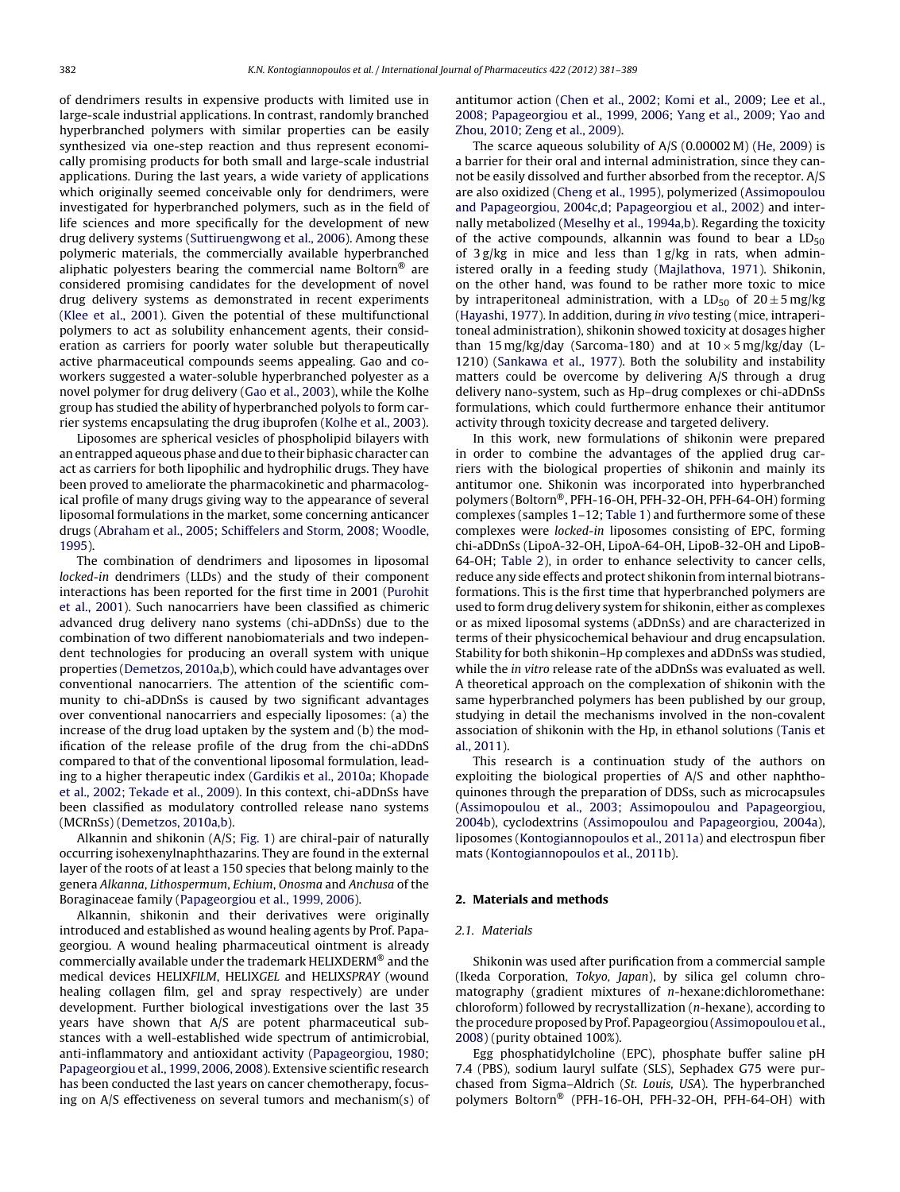of dendrimers results in expensive products with limited use in large-scale industrial applications. In contrast, randomly branched hyperbranched polymers with similar properties can be easily synthesized via one-step reaction and thus represent economically promising products for both small and large-scale industrial applications. During the last years, a wide variety of applications which originally seemed conceivable only for dendrimers, were investigated for hyperbranched polymers, such as in the field of life sciences and more specifically for the development of new drug delivery systems (Suttiruengwong et al., 2006). Among these polymeric materials, the commercially available hyperbranched aliphatic polyesters bearing the commercial name Boltorn® are considered promising candidates for the development of novel drug delivery systems as demonstrated in recent experiments (Klee et al., 2001). Given the potential of these multifunctional polymers to act as solubility enhancement agents, their consideration as carriers for poorly water soluble but therapeutically active pharmaceutical compounds seems appealing. Gao and coworkers suggested a water-soluble hyperbranched polyester as a novel polymer for drug delivery (Gao et al., 2003), while the Kolhe group has studied the ability of hyperbranched polyols to form carrier systems encapsulating the drug ibuprofen (Kolhe et al., 2003).

Liposomes are spherical vesicles of phospholipid bilayers with an entrapped aqueous phase and due to their biphasic character can act as carriers for both lipophilic and hydrophilic drugs. They have been proved to ameliorate the pharmacokinetic and pharmacological profile of many drugs giving way to the appearance of several liposomal formulations in the market, some concerning anticancer drugs (Abraham et al., 2005; Schiffelers and Storm, 2008; Woodle, 1995).

The combination of dendrimers and liposomes in liposomal *locked-in* dendrimers (LLDs) and the study of their component interactions has been reported for the first time in 2001 (Purohit et al., 2001). Such nanocarriers have been classified as chimeric advanced drug delivery nano systems (chi-aDDnSs) due to the combination of two different nanobiomaterials and two independent technologies for producing an overall system with unique properties (Demetzos, 2010a,b), which could have advantages over conventional nanocarriers. The attention of the scientific community to chi-aDDnSs is caused by two significant advantages over conventional nanocarriers and especially liposomes: (a) the increase of the drug load uptaken by the system and (b) the modification of the release profile of the drug from the chi-aDDnS compared to that of the conventional liposomal formulation, leading to a higher therapeutic index (Gardikis et al., 2010a; Khopade et al., 2002; Tekade et al., 2009). In this context, chi-aDDnSs have been classified as modulatory controlled release nano systems (MCRnSs) (Demetzos, 2010a,b).

Alkannin and shikonin (A/S; Fig. 1) are chiral-pair of naturally occurring isohexenylnaphthazarins. They are found in the external layer of the roots of at least a 150 species that belong mainly to the genera *Alkanna*, *Lithospermum*, *Echium*, *Onosma* and *Anchusa* of the Boraginaceae family (Papageorgiou et al., 1999, 2006).

Alkannin, shikonin and their derivatives were originally introduced and established as wound healing agents by Prof. Papageorgiou. A wound healing pharmaceutical ointment is already commercially available under the trademark HELIXDERM® and the medical devices HELIX*FILM*, HELIX*GEL* and HELIX*SPRAY* (wound healing collagen film, gel and spray respectively) are under development. Further biological investigations over the last 35 years have shown that A/S are potent pharmaceutical substances with a well-established wide spectrum of antimicrobial, anti-inflammatory and antioxidant activity (Papageorgiou, 1980; Papageorgiou et al., 1999, 2006, 2008). Extensive scientific research has been conducted the last years on cancer chemotherapy, focusing on A/S effectiveness on several tumors and mechanism(s) of antitumor action (Chen et al., 2002; Komi et al., 2009; Lee et al., 2008; Papageorgiou et al., 1999, 2006; Yang et al., 2009; Yao and Zhou, 2010; Zeng et al., 2009).

The scarce aqueous solubility of A/S (0.00002 M) (He, 2009) is a barrier for their oral and internal administration, since they cannot be easily dissolved and further absorbed from the receptor. A/S are also oxidized (Cheng et al., 1995), polymerized (Assimopoulou and Papageorgiou, 2004c,d; Papageorgiou et al., 2002) and internally metabolized (Meselhy et al., 1994a,b). Regarding the toxicity of the active compounds, alkannin was found to bear a $LD_{50}$ of 3 g/kg in mice and less than 1 g/kg in rats, when administered orally in a feeding study (Majlathova, 1971). Shikonin, on the other hand, was found to be rather more toxic to mice by intraperitoneal administration, with a $LD_{50}$ of $20 \pm 5$ mg/kg (Hayashi, 1977). In addition, during *in vivo* testing (mice, intraperitoneal administration), shikonin showed toxicity at dosages higher than 15 mg/kg/day (Sarcoma-180) and at $10 \times 5$ mg/kg/day (L-1210) (Sankawa et al., 1977). Both the solubility and instability matters could be overcome by delivering A/S through a drug delivery nano-system, such as Hp–drug complexes or chi-aDDnSs formulations, which could furthermore enhance their antitumor activity through toxicity decrease and targeted delivery.

In this work, new formulations of shikonin were prepared in order to combine the advantages of the applied drug carriers with the biological properties of shikonin and mainly its antitumor one. Shikonin was incorporated into hyperbranched polymers (Boltorn®, PFH-16-OH, PFH-32-OH, PFH-64-OH) forming complexes (samples 1–12; Table 1) and furthermore some of these complexes were *locked-in* liposomes consisting of EPC, forming chi-aDDnSs (LipoA-32-OH, LipoA-64-OH, LipoB-32-OH and LipoB-64-OH; Table 2), in order to enhance selectivity to cancer cells, reduce any side effects and protect shikonin from internal biotransformations. This is the first time that hyperbranched polymers are used to form drug delivery system for shikonin, either as complexes or as mixed liposomal systems (aDDnSs) and are characterized in terms of their physicochemical behaviour and drug encapsulation. Stability for both shikonin–Hp complexes and aDDnSs was studied, while the *in vitro* release rate of the aDDnSs was evaluated as well. A theoretical approach on the complexation of shikonin with the same hyperbranched polymers has been published by our group, studying in detail the mechanisms involved in the non-covalent association of shikonin with the Hp, in ethanol solutions (Tanis et al., 2011).

This research is a continuation study of the authors on exploiting the biological properties of A/S and other naphthoquinones through the preparation of DDSs, such as microcapsules (Assimopoulou et al., 2003; Assimopoulou and Papageorgiou, 2004b), cyclodextrins (Assimopoulou and Papageorgiou, 2004a), liposomes (Kontogiannopoulos et al., 2011a) and electrospun fiber mats (Kontogiannopoulos et al., 2011b).

## 2. Materials and methods

### 2.1. Materials

Shikonin was used after purification from a commercial sample (Ikeda Corporation, *Tokyo, Japan*), by silica gel column chromatography (gradient mixtures of *n*-hexane:dichloromethane: chloroform) followed by recrystallization (*n*-hexane), according to the procedure proposed by Prof. Papageorgiou (Assimopoulou et al., 2008) (purity obtained 100%).

Egg phosphatidylcholine (EPC), phosphate buffer saline pH 7.4 (PBS), sodium lauryl sulfate (SLS), Sephadex G75 were purchased from Sigma–Aldrich (*St. Louis, USA*). The hyperbranched polymers Boltorn® (PFH-16-OH, PFH-32-OH, PFH-64-OH) with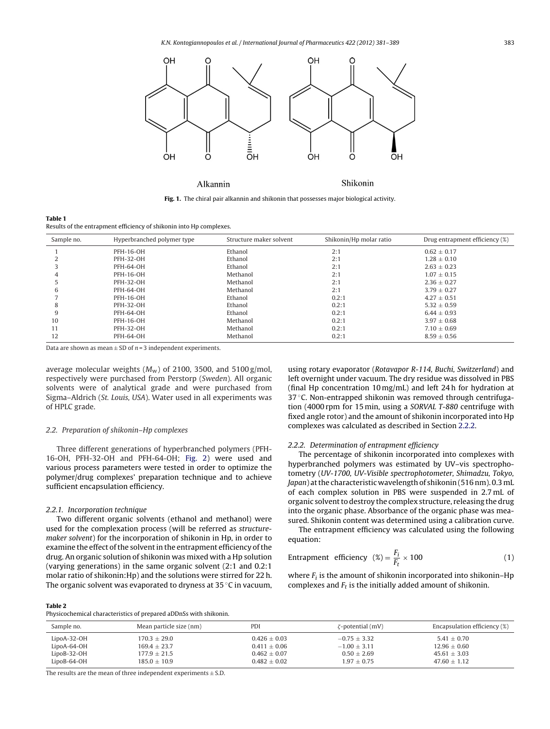Alkannin Shikonin

**Fig. 1.** The chiral pair alkannin and shikonin that possesses major biological activity.

**Table 1**
Results of the entrapment efficiency of shikonin into Hp complexes.

| Sample no. | Hyperbranched polymer type | Structure maker solvent | Shikonin/Hp molar ratio | Drug entrapment efficiency (%) |
|---|---|---|---|---|
| 1 | PFH-16-OH | Ethanol | 2:1 | 0.62 ± 0.17 |
| 2 | PFH-32-OH | Ethanol | 2:1 | 1.28 ± 0.10 |
| 3 | PFH-64-OH | Ethanol | 2:1 | 2.63 ± 0.23 |
| 4 | PFH-16-OH | Methanol | 2:1 | 1.07 ± 0.15 |
| 5 | PFH-32-OH | Methanol | 2:1 | 2.36 ± 0.27 |
| 6 | PFH-64-OH | Methanol | 2:1 | 3.79 ± 0.27 |
| 7 | PFH-16-OH | Ethanol | 0.2:1 | 4.27 ± 0.51 |
| 8 | PFH-32-OH | Ethanol | 0.2:1 | 5.32 ± 0.59 |
| 9 | PFH-64-OH | Ethanol | 0.2:1 | 6.44 ± 0.93 |
| 10 | PFH-16-OH | Methanol | 0.2:1 | 3.97 ± 0.68 |
| 11 | PFH-32-OH | Methanol | 0.2:1 | 7.10 ± 0.69 |
| 12 | PFH-64-OH | Methanol | 0.2:1 | 8.59 ± 0.56 |

Data are shown as mean ± SD of $n = 3$ independent experiments.

average molecular weights ($M_w$) of 2100, 3500, and 5100 g/mol, respectively were purchased from Perstorp (*Sweden*). All organic solvents were of analytical grade and were purchased from Sigma–Aldrich (*St. Louis, USA*). Water used in all experiments was of HPLC grade.

### 2.2. Preparation of shikonin–Hp complexes

Three different generations of hyperbranched polymers (PFH-16-OH, PFH-32-OH and PFH-64-OH; Fig. 2) were used and various process parameters were tested in order to optimize the polymer/drug complexes' preparation technique and to achieve sufficient encapsulation efficiency.

#### 2.2.1. Incorporation technique

Two different organic solvents (ethanol and methanol) were used for the complexation process (will be referred as *structure-maker solvent*) for the incorporation of shikonin in Hp, in order to examine the effect of the solvent in the entrapment efficiency of the drug. An organic solution of shikonin was mixed with a Hp solution (varying generations) in the same organic solvent (2:1 and 0.2:1 molar ratio of shikonin:Hp) and the solutions were stirred for 22 h. The organic solvent was evaporated to dryness at 35 °C in vacuum, using rotary evaporator (*Rotavapor R-114, Buchi, Switzerland*) and left overnight under vacuum. The dry residue was dissolved in PBS (final Hp concentration 10 mg/mL) and left 24 h for hydration at 37 °C. Non-entrapped shikonin was removed through centrifugation (4000 rpm for 15 min, using a *SORVAL T-880* centrifuge with fixed angle rotor) and the amount of shikonin incorporated into Hp complexes was calculated as described in Section 2.2.2.

#### 2.2.2. Determination of entrapment efficiency

The percentage of shikonin incorporated into complexes with hyperbranched polymers was estimated by UV–vis spectrophotometry (*UV-1700, UV-Visible spectrophotometer, Shimadzu, Tokyo, Japan*) at the characteristic wavelength of shikonin (516 nm). 0.3 mL of each complex solution in PBS were suspended in 2.7 mL of organic solvent to destroy the complex structure, releasing the drug into the organic phase. Absorbance of the organic phase was measured. Shikonin content was determined using a calibration curve.

The entrapment efficiency was calculated using the following equation:

$$\text{Entrapment efficiency } (\%) = \frac{F_i}{F_t} \times 100 \tag{1}$$

where $F_i$ is the amount of shikonin incorporated into shikonin–Hp complexes and $F_t$ is the initially added amount of shikonin.

**Table 2**
Physicochemical characteristics of prepared aDDnSs with shikonin.

| Sample no. | Mean particle size (nm) | PDI | ζ-potential (mV) | Encapsulation efficiency (%) |
|---|---|---|---|---|
| LipoA-32-OH | 170.3 ± 29.0 | 0.426 ± 0.03 | −0.75 ± 3.32 | 5.41 ± 0.70 |
| LipoA-64-OH | 169.4 ± 23.7 | 0.411 ± 0.06 | −1.00 ± 3.11 | 12.96 ± 0.60 |
| LipoB-32-OH | 177.9 ± 21.5 | 0.462 ± 0.07 | 0.50 ± 2.69 | 45.61 ± 3.03 |
| LipoB-64-OH | 185.0 ± 10.9 | 0.482 ± 0.02 | 1.97 ± 0.75 | 47.60 ± 1.12 |

The results are the mean of three independent experiments ± S.D.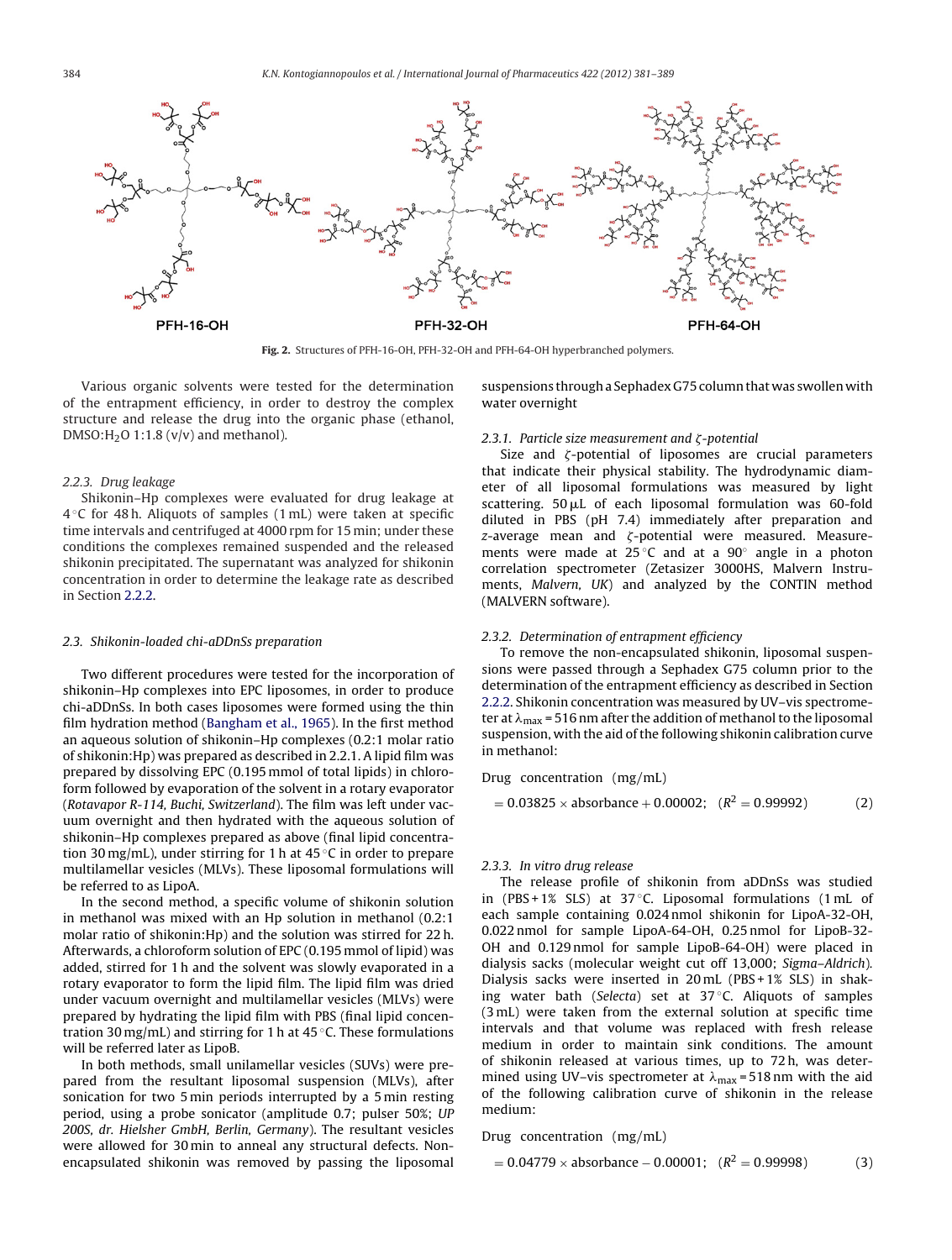**Fig. 2.** Structures of PFH-16-OH, PFH-32-OH and PFH-64-OH hyperbranched polymers.

Various organic solvents were tested for the determination of the entrapment efficiency, in order to destroy the complex structure and release the drug into the organic phase (ethanol, DMSO:$H_2O$ 1:1.8 (v/v) and methanol).

### 2.2.3. Drug leakage

Shikonin–Hp complexes were evaluated for drug leakage at 4 °C for 48 h. Aliquots of samples (1 mL) were taken at specific time intervals and centrifuged at 4000 rpm for 15 min; under these conditions the complexes remained suspended and the released shikonin precipitated. The supernatant was analyzed for shikonin concentration in order to determine the leakage rate as described in Section 2.2.2.

## 2.3. Shikonin-loaded chi-aDDnSs preparation

Two different procedures were tested for the incorporation of shikonin–Hp complexes into EPC liposomes, in order to produce chi-aDDnSs. In both cases liposomes were formed using the thin film hydration method (Bangham et al., 1965). In the first method an aqueous solution of shikonin–Hp complexes (0.2:1 molar ratio of shikonin:Hp) was prepared as described in 2.2.1. A lipid film was prepared by dissolving EPC (0.195 mmol of total lipids) in chloroform followed by evaporation of the solvent in a rotary evaporator (*Rotavapor R-114, Buchi, Switzerland*). The film was left under vacuum overnight and then hydrated with the aqueous solution of shikonin–Hp complexes prepared as above (final lipid concentration 30 mg/mL), under stirring for 1 h at 45 °C in order to prepare multilamellar vesicles (MLVs). These liposomal formulations will be referred to as LipoA.

In the second method, a specific volume of shikonin solution in methanol was mixed with an Hp solution in methanol (0.2:1 molar ratio of shikonin:Hp) and the solution was stirred for 22 h. Afterwards, a chloroform solution of EPC (0.195 mmol of lipid) was added, stirred for 1 h and the solvent was slowly evaporated in a rotary evaporator to form the lipid film. The lipid film was dried under vacuum overnight and multilamellar vesicles (MLVs) were prepared by hydrating the lipid film with PBS (final lipid concentration 30 mg/mL) and stirring for 1 h at 45 °C. These formulations will be referred later as LipoB.

In both methods, small unilamellar vesicles (SUVs) were prepared from the resultant liposomal suspension (MLVs), after sonication for two 5 min periods interrupted by a 5 min resting period, using a probe sonicator (amplitude 0.7; pulser 50%; *UP 200S, dr. Hielsher GmbH, Berlin, Germany*). The resultant vesicles were allowed for 30 min to anneal any structural defects. Non-encapsulated shikonin was removed by passing the liposomal suspensions through a Sephadex G75 column that was swollen with water overnight

### 2.3.1. Particle size measurement and ζ-potential

Size and ζ-potential of liposomes are crucial parameters that indicate their physical stability. The hydrodynamic diameter of all liposomal formulations was measured by light scattering. 50 μL of each liposomal formulation was 60-fold diluted in PBS (pH 7.4) immediately after preparation and *z*-average mean and ζ-potential were measured. Measurements were made at 25 °C and at a 90° angle in a photon correlation spectrometer (Zetasizer 3000HS, Malvern Instruments, *Malvern, UK*) and analyzed by the CONTIN method (MALVERN software).

### 2.3.2. Determination of entrapment efficiency

To remove the non-encapsulated shikonin, liposomal suspensions were passed through a Sephadex G75 column prior to the determination of the entrapment efficiency as described in Section 2.2.2. Shikonin concentration was measured by UV–vis spectrometer at $\lambda_{max}$ = 516 nm after the addition of methanol to the liposomal suspension, with the aid of the following shikonin calibration curve in methanol:

$$\text{Drug concentration (mg/mL)} = 0.03825 \times \text{absorbance} + 0.00002; \quad (R^2 = 0.99992) \qquad (2)$$

### 2.3.3. In vitro drug release

The release profile of shikonin from aDDnSs was studied in (PBS + 1% SLS) at 37 °C. Liposomal formulations (1 mL of each sample containing 0.024 nmol shikonin for LipoA-32-OH, 0.022 nmol for sample LipoA-64-OH, 0.25 nmol for LipoB-32-OH and 0.129 nmol for sample LipoB-64-OH) were placed in dialysis sacks (molecular weight cut off 13,000; *Sigma–Aldrich*). Dialysis sacks were inserted in 20 mL (PBS + 1% SLS) in shaking water bath (*Selecta*) set at 37 °C. Aliquots of samples (3 mL) were taken from the external solution at specific time intervals and that volume was replaced with fresh release medium in order to maintain sink conditions. The amount of shikonin released at various times, up to 72 h, was determined using UV–vis spectrometer at $\lambda_{max}$ = 518 nm with the aid of the following calibration curve of shikonin in the release medium:

$$\text{Drug concentration (mg/mL)} = 0.04779 \times \text{absorbance} - 0.00001; \quad (R^2 = 0.99998) \qquad (3)$$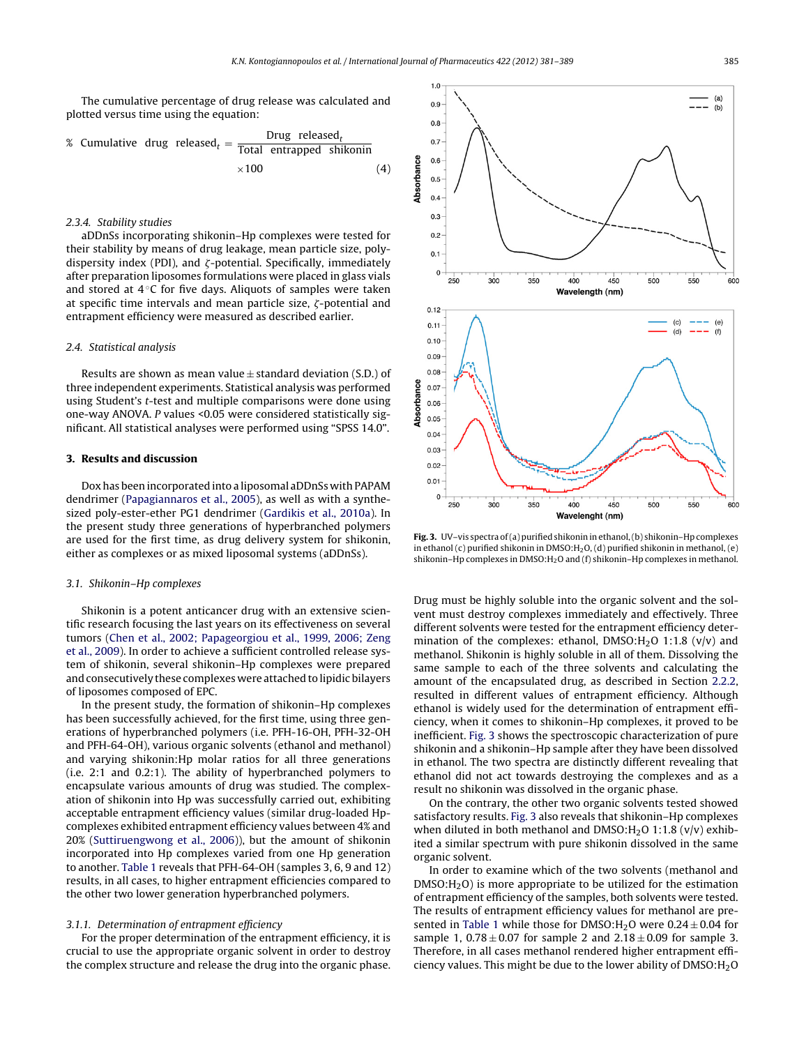The cumulative percentage of drug release was calculated and plotted versus time using the equation:

$$\% \text{ Cumulative drug released}_t = \frac{\text{Drug released}_t}{\text{Total entrapped shikonin}} \times 100 \quad (4)$$

### 2.3.4. Stability studies

aDDnSs incorporating shikonin–Hp complexes were tested for their stability by means of drug leakage, mean particle size, polydispersity index (PDI), and $\zeta$-potential. Specifically, immediately after preparation liposomes formulations were placed in glass vials and stored at 4 °C for five days. Aliquots of samples were taken at specific time intervals and mean particle size, $\zeta$-potential and entrapment efficiency were measured as described earlier.

### 2.4. Statistical analysis

Results are shown as mean value ± standard deviation (S.D.) of three independent experiments. Statistical analysis was performed using Student's *t*-test and multiple comparisons were done using one-way ANOVA. *P* values <0.05 were considered statistically significant. All statistical analyses were performed using "SPSS 14.0".

## 3. Results and discussion

Dox has been incorporated into a liposomal aDDnSs with PAPAM dendrimer (Papagiannaros et al., 2005), as well as with a synthesized poly-ester-ether PG1 dendrimer (Gardikis et al., 2010a). In the present study three generations of hyperbranched polymers are used for the first time, as drug delivery system for shikonin, either as complexes or as mixed liposomal systems (aDDnSs).

### 3.1. Shikonin–Hp complexes

Shikonin is a potent anticancer drug with an extensive scientific research focusing the last years on its effectiveness on several tumors (Chen et al., 2002; Papageorgiou et al., 1999, 2006; Zeng et al., 2009). In order to achieve a sufficient controlled release system of shikonin, several shikonin–Hp complexes were prepared and consecutively these complexes were attached to lipidic bilayers of liposomes composed of EPC.

In the present study, the formation of shikonin–Hp complexes has been successfully achieved, for the first time, using three generations of hyperbranched polymers (i.e. PFH-16-OH, PFH-32-OH and PFH-64-OH), various organic solvents (ethanol and methanol) and varying shikonin:Hp molar ratios for all three generations (i.e. 2:1 and 0.2:1). The ability of hyperbranched polymers to encapsulate various amounts of drug was studied. The complexation of shikonin into Hp was successfully carried out, exhibiting acceptable entrapment efficiency values (similar drug-loaded Hp-complexes exhibited entrapment efficiency values between 4% and 20% (Suttiruengwong et al., 2006)), but the amount of shikonin incorporated into Hp complexes varied from one Hp generation to another. Table 1 reveals that PFH-64-OH (samples 3, 6, 9 and 12) results, in all cases, to higher entrapment efficiencies compared to the other two lower generation hyperbranched polymers.

#### 3.1.1. Determination of entrapment efficiency

For the proper determination of the entrapment efficiency, it is crucial to use the appropriate organic solvent in order to destroy the complex structure and release the drug into the organic phase. Drug must be highly soluble into the organic solvent and the solvent must destroy complexes immediately and effectively. Three different solvents were tested for the entrapment efficiency determination of the complexes: ethanol, DMSO:$H_2O$ 1:1.8 (v/v) and methanol. Shikonin is highly soluble in all of them. Dissolving the same sample to each of the three solvents and calculating the amount of the encapsulated drug, as described in Section 2.2.2, resulted in different values of entrapment efficiency. Although ethanol is widely used for the determination of entrapment efficiency, when it comes to shikonin–Hp complexes, it proved to be inefficient. Fig. 3 shows the spectroscopic characterization of pure shikonin and a shikonin–Hp sample after they have been dissolved in ethanol. The two spectra are distinctly different revealing that ethanol did not act towards destroying the complexes and as a result no shikonin was dissolved in the organic phase.

**Fig. 3.** UV–vis spectra of (a) purified shikonin in ethanol, (b) shikonin–Hp complexes in ethanol (c) purified shikonin in DMSO:$H_2O$, (d) purified shikonin in methanol, (e) shikonin–Hp complexes in DMSO:$H_2O$ and (f) shikonin–Hp complexes in methanol.

On the contrary, the other two organic solvents tested showed satisfactory results. Fig. 3 also reveals that shikonin–Hp complexes when diluted in both methanol and DMSO:$H_2O$ 1:1.8 (v/v) exhibited a similar spectrum with pure shikonin dissolved in the same organic solvent.

In order to examine which of the two solvents (methanol and DMSO:$H_2O$) is more appropriate to be utilized for the estimation of entrapment efficiency of the samples, both solvents were tested. The results of entrapment efficiency values for methanol are presented in Table 1 while those for DMSO:$H_2O$ were 0.24 ± 0.04 for sample 1, 0.78 ± 0.07 for sample 2 and 2.18 ± 0.09 for sample 3. Therefore, in all cases methanol rendered higher entrapment efficiency values. This might be due to the lower ability of DMSO:$H_2O$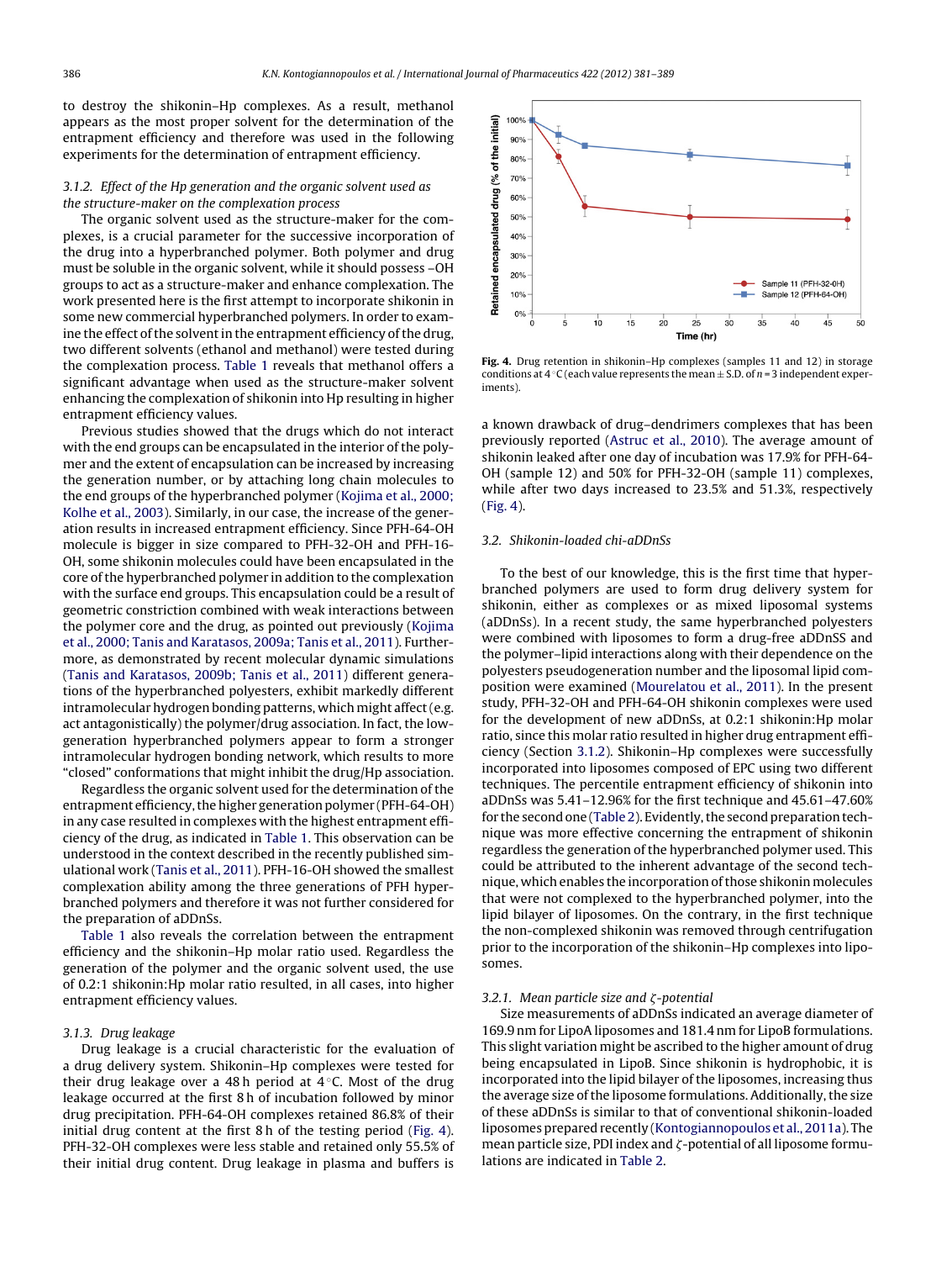to destroy the shikonin–Hp complexes. As a result, methanol appears as the most proper solvent for the determination of the entrapment efficiency and therefore was used in the following experiments for the determination of entrapment efficiency.

#### 3.1.2. Effect of the Hp generation and the organic solvent used as the structure-maker on the complexation process

The organic solvent used as the structure-maker for the complexes, is a crucial parameter for the successive incorporation of the drug into a hyperbranched polymer. Both polymer and drug must be soluble in the organic solvent, while it should possess –OH groups to act as a structure-maker and enhance complexation. The work presented here is the first attempt to incorporate shikonin in some new commercial hyperbranched polymers. In order to examine the effect of the solvent in the entrapment efficiency of the drug, two different solvents (ethanol and methanol) were tested during the complexation process. Table 1 reveals that methanol offers a significant advantage when used as the structure-maker solvent enhancing the complexation of shikonin into Hp resulting in higher entrapment efficiency values.

Previous studies showed that the drugs which do not interact with the end groups can be encapsulated in the interior of the polymer and the extent of encapsulation can be increased by increasing the generation number, or by attaching long chain molecules to the end groups of the hyperbranched polymer (Kojima et al., 2000; Kolhe et al., 2003). Similarly, in our case, the increase of the generation results in increased entrapment efficiency. Since PFH-64-OH molecule is bigger in size compared to PFH-32-OH and PFH-16-OH, some shikonin molecules could have been encapsulated in the core of the hyperbranched polymer in addition to the complexation with the surface end groups. This encapsulation could be a result of geometric constriction combined with weak interactions between the polymer core and the drug, as pointed out previously (Kojima et al., 2000; Tanis and Karatasos, 2009a; Tanis et al., 2011). Furthermore, as demonstrated by recent molecular dynamic simulations (Tanis and Karatasos, 2009b; Tanis et al., 2011) different generations of the hyperbranched polyesters, exhibit markedly different intramolecular hydrogen bonding patterns, which might affect (e.g. act antagonistically) the polymer/drug association. In fact, the low-generation hyperbranched polymers appear to form a stronger intramolecular hydrogen bonding network, which results to more "closed" conformations that might inhibit the drug/Hp association.

Regardless the organic solvent used for the determination of the entrapment efficiency, the higher generation polymer (PFH-64-OH) in any case resulted in complexes with the highest entrapment efficiency of the drug, as indicated in Table 1. This observation can be understood in the context described in the recently published simulational work (Tanis et al., 2011). PFH-16-OH showed the smallest complexation ability among the three generations of PFH hyperbranched polymers and therefore it was not further considered for the preparation of aDDnSs.

Table 1 also reveals the correlation between the entrapment efficiency and the shikonin–Hp molar ratio used. Regardless the generation of the polymer and the organic solvent used, the use of 0.2:1 shikonin:Hp molar ratio resulted, in all cases, into higher entrapment efficiency values.

#### 3.1.3. Drug leakage

Drug leakage is a crucial characteristic for the evaluation of a drug delivery system. Shikonin–Hp complexes were tested for their drug leakage over a 48 h period at 4 °C. Most of the drug leakage occurred at the first 8 h of incubation followed by minor drug precipitation. PFH-64-OH complexes retained 86.8% of their initial drug content at the first 8 h of the testing period (Fig. 4). PFH-32-OH complexes were less stable and retained only 55.5% of their initial drug content. Drug leakage in plasma and buffers is a known drawback of drug–dendrimers complexes that has been previously reported (Astruc et al., 2010). The average amount of shikonin leaked after one day of incubation was 17.9% for PFH-64-OH (sample 12) and 50% for PFH-32-OH (sample 11) complexes, while after two days increased to 23.5% and 51.3%, respectively (Fig. 4).

**Fig. 4.** Drug retention in shikonin–Hp complexes (samples 11 and 12) in storage conditions at 4 °C (each value represents the mean ± S.D. of $n = 3$ independent experiments).

### 3.2. Shikonin-loaded chi-aDDnSs

To the best of our knowledge, this is the first time that hyperbranched polymers are used to form drug delivery system for shikonin, either as complexes or as mixed liposomal systems (aDDnSs). In a recent study, the same hyperbranched polyesters were combined with liposomes to form a drug-free aDDnSS and the polymer–lipid interactions along with their dependence on the polyesters pseudogeneration number and the liposomal lipid composition were examined (Mourelatou et al., 2011). In the present study, PFH-32-OH and PFH-64-OH shikonin complexes were used for the development of new aDDnSs, at 0.2:1 shikonin:Hp molar ratio, since this molar ratio resulted in higher drug entrapment efficiency (Section 3.1.2). Shikonin–Hp complexes were successfully incorporated into liposomes composed of EPC using two different techniques. The percentile entrapment efficiency of shikonin into aDDnSs was 5.41–12.96% for the first technique and 45.61–47.60% for the second one (Table 2). Evidently, the second preparation technique was more effective concerning the entrapment of shikonin regardless the generation of the hyperbranched polymer used. This could be attributed to the inherent advantage of the second technique, which enables the incorporation of those shikonin molecules that were not complexed to the hyperbranched polymer, into the lipid bilayer of liposomes. On the contrary, in the first technique the non-complexed shikonin was removed through centrifugation prior to the incorporation of the shikonin–Hp complexes into liposomes.

#### 3.2.1. Mean particle size and ζ-potential

Size measurements of aDDnSs indicated an average diameter of 169.9 nm for LipoA liposomes and 181.4 nm for LipoB formulations. This slight variation might be ascribed to the higher amount of drug being encapsulated in LipoB. Since shikonin is hydrophobic, it is incorporated into the lipid bilayer of the liposomes, increasing thus the average size of the liposome formulations. Additionally, the size of these aDDnSs is similar to that of conventional shikonin-loaded liposomes prepared recently (Kontogiannopoulos et al., 2011a). The mean particle size, PDI index and ζ-potential of all liposome formulations are indicated in Table 2.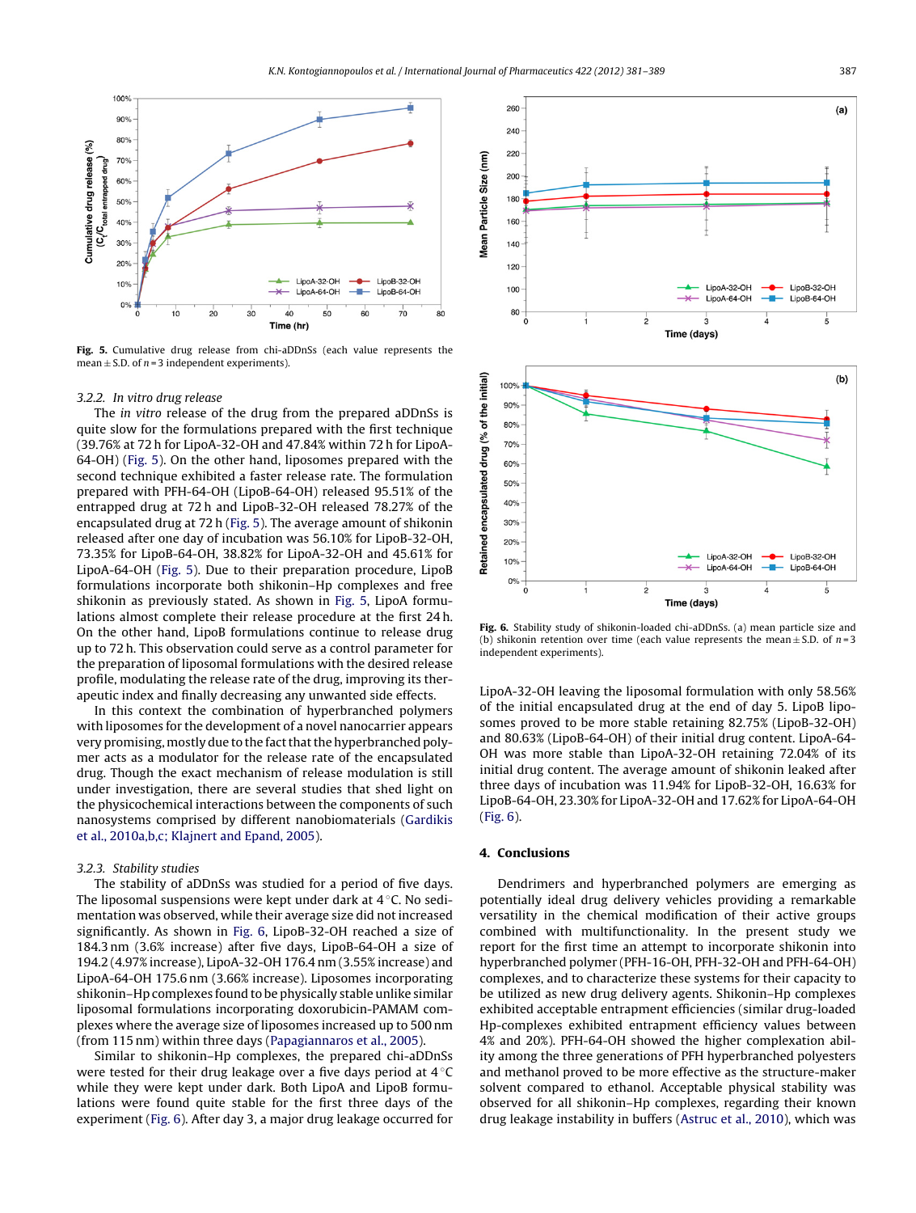Fig. 5. Cumulative drug release from chi-aDDnSs (each value represents the mean ± S.D. of $n = 3$ independent experiments).

### 3.2.2. In vitro drug release

The *in vitro* release of the drug from the prepared aDDnSs is quite slow for the formulations prepared with the first technique (39.76% at 72 h for LipoA-32-OH and 47.84% within 72 h for LipoA-64-OH) (Fig. 5). On the other hand, liposomes prepared with the second technique exhibited a faster release rate. The formulation prepared with PFH-64-OH (LipoB-64-OH) released 95.51% of the entrapped drug at 72 h and LipoB-32-OH released 78.27% of the encapsulated drug at 72 h (Fig. 5). The average amount of shikonin released after one day of incubation was 56.10% for LipoB-32-OH, 73.35% for LipoB-64-OH, 38.82% for LipoA-32-OH and 45.61% for LipoA-64-OH (Fig. 5). Due to their preparation procedure, LipoB formulations incorporate both shikonin–Hp complexes and free shikonin as previously stated. As shown in Fig. 5, LipoA formulations almost complete their release procedure at the first 24 h. On the other hand, LipoB formulations continue to release drug up to 72 h. This observation could serve as a control parameter for the preparation of liposomal formulations with the desired release profile, modulating the release rate of the drug, improving its therapeutic index and finally decreasing any unwanted side effects.

In this context the combination of hyperbranched polymers with liposomes for the development of a novel nanocarrier appears very promising, mostly due to the fact that the hyperbranched polymer acts as a modulator for the release rate of the encapsulated drug. Though the exact mechanism of release modulation is still under investigation, there are several studies that shed light on the physicochemical interactions between the components of such nanosystems comprised by different nanobiomaterials (Gardikis et al., 2010a,b,c; Klajnert and Epand, 2005).

### 3.2.3. Stability studies

The stability of aDDnSs was studied for a period of five days. The liposomal suspensions were kept under dark at 4 °C. No sedimentation was observed, while their average size did not increased significantly. As shown in Fig. 6, LipoB-32-OH reached a size of 184.3 nm (3.6% increase) after five days, LipoB-64-OH a size of 194.2 (4.97% increase), LipoA-32-OH 176.4 nm (3.55% increase) and LipoA-64-OH 175.6 nm (3.66% increase). Liposomes incorporating shikonin–Hp complexes found to be physically stable unlike similar liposomal formulations incorporating doxorubicin-PAMAM complexes where the average size of liposomes increased up to 500 nm (from 115 nm) within three days (Papagiannaros et al., 2005).

Similar to shikonin–Hp complexes, the prepared chi-aDDnSs were tested for their drug leakage over a five days period at 4 °C while they were kept under dark. Both LipoA and LipoB formulations were found quite stable for the first three days of the experiment (Fig. 6). After day 3, a major drug leakage occurred for LipoA-32-OH leaving the liposomal formulation with only 58.56% of the initial encapsulated drug at the end of day 5. LipoB liposomes proved to be more stable retaining 82.75% (LipoB-32-OH) and 80.63% (LipoB-64-OH) of their initial drug content. LipoA-64-OH was more stable than LipoA-32-OH retaining 72.04% of its initial drug content. The average amount of shikonin leaked after three days of incubation was 11.94% for LipoB-32-OH, 16.63% for LipoB-64-OH, 23.30% for LipoA-32-OH and 17.62% for LipoA-64-OH (Fig. 6).

Fig. 6. Stability study of shikonin-loaded chi-aDDnSs. (a) mean particle size and (b) shikonin retention over time (each value represents the mean ± S.D. of $n = 3$ independent experiments).

## 4. Conclusions

Dendrimers and hyperbranched polymers are emerging as potentially ideal drug delivery vehicles providing a remarkable versatility in the chemical modification of their active groups combined with multifunctionality. In the present study we report for the first time an attempt to incorporate shikonin into hyperbranched polymer (PFH-16-OH, PFH-32-OH and PFH-64-OH) complexes, and to characterize these systems for their capacity to be utilized as new drug delivery agents. Shikonin–Hp complexes exhibited acceptable entrapment efficiencies (similar drug-loaded Hp-complexes exhibited entrapment efficiency values between 4% and 20%). PFH-64-OH showed the higher complexation ability among the three generations of PFH hyperbranched polyesters and methanol proved to be more effective as the structure-maker solvent compared to ethanol. Acceptable physical stability was observed for all shikonin–Hp complexes, regarding their known drug leakage instability in buffers (Astruc et al., 2010), which was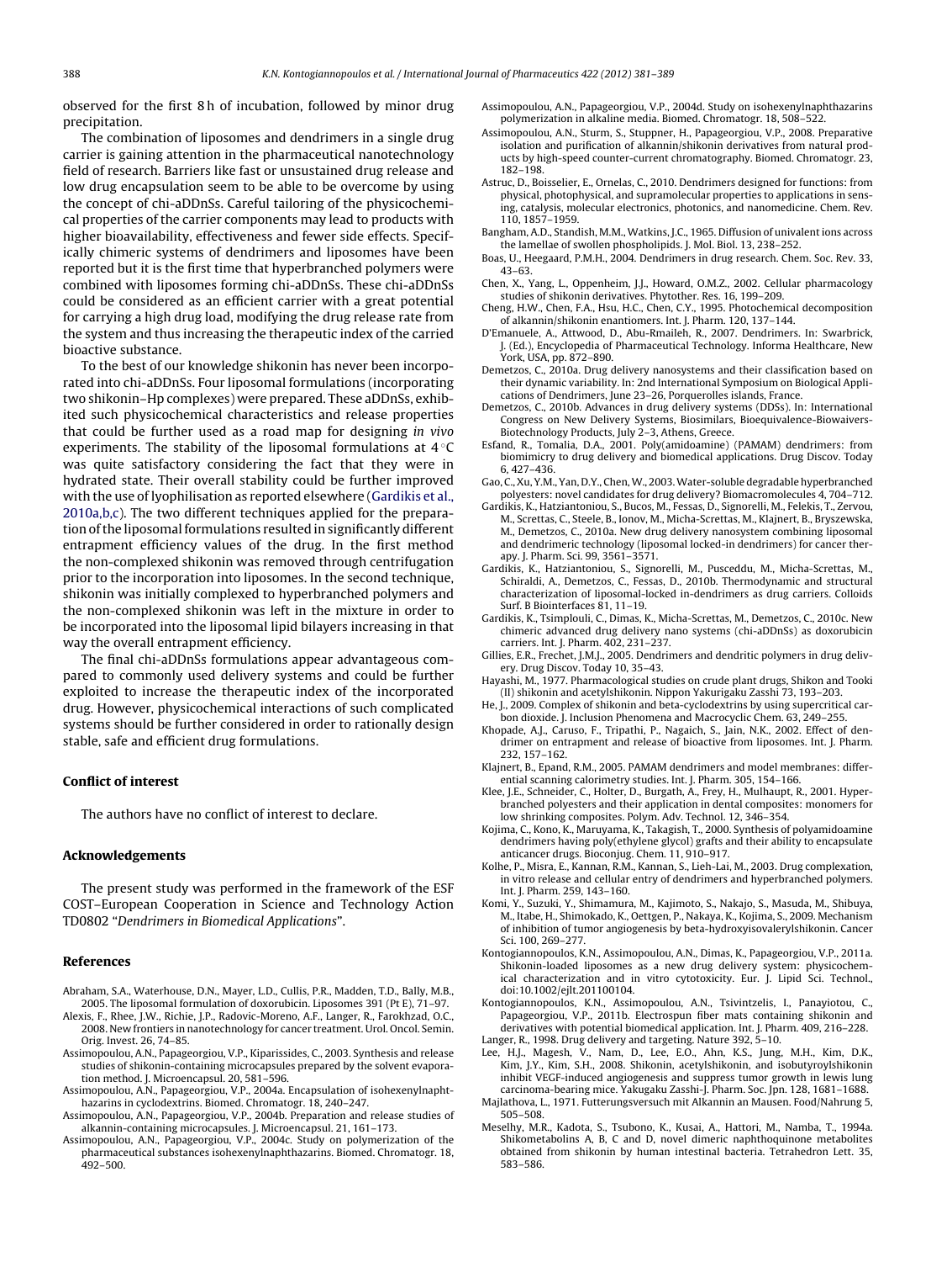observed for the first 8 h of incubation, followed by minor drug precipitation.

The combination of liposomes and dendrimers in a single drug carrier is gaining attention in the pharmaceutical nanotechnology field of research. Barriers like fast or unsustained drug release and low drug encapsulation seem to be able to be overcome by using the concept of chi-aDDnSs. Careful tailoring of the physicochemical properties of the carrier components may lead to products with higher bioavailability, effectiveness and fewer side effects. Specifically chimeric systems of dendrimers and liposomes have been reported but it is the first time that hyperbranched polymers were combined with liposomes forming chi-aDDnSs. These chi-aDDnSs could be considered as an efficient carrier with a great potential for carrying a high drug load, modifying the drug release rate from the system and thus increasing the therapeutic index of the carried bioactive substance.

To the best of our knowledge shikonin has never been incorporated into chi-aDDnSs. Four liposomal formulations (incorporating two shikonin–Hp complexes) were prepared. These aDDnSs, exhibited such physicochemical characteristics and release properties that could be further used as a road map for designing *in vivo* experiments. The stability of the liposomal formulations at 4 °C was quite satisfactory considering the fact that they were in hydrated state. Their overall stability could be further improved with the use of lyophilisation as reported elsewhere (Gardikis et al., 2010a,b,c). The two different techniques applied for the preparation of the liposomal formulations resulted in significantly different entrapment efficiency values of the drug. In the first method the non-complexed shikonin was removed through centrifugation prior to the incorporation into liposomes. In the second technique, shikonin was initially complexed to hyperbranched polymers and the non-complexed shikonin was left in the mixture in order to be incorporated into the liposomal lipid bilayers increasing in that way the overall entrapment efficiency.

The final chi-aDDnSs formulations appear advantageous compared to commonly used delivery systems and could be further exploited to increase the therapeutic index of the incorporated drug. However, physicochemical interactions of such complicated systems should be further considered in order to rationally design stable, safe and efficient drug formulations.

## Conflict of interest

The authors have no conflict of interest to declare.

## Acknowledgements

The present study was performed in the framework of the ESF COST–European Cooperation in Science and Technology Action TD0802 "*Dendrimers in Biomedical Applications*".

## References

Abraham, S.A., Waterhouse, D.N., Mayer, L.D., Cullis, P.R., Madden, T.D., Bally, M.B., 2005. The liposomal formulation of doxorubicin. Liposomes 391 (Pt E), 71–97.

Alexis, F., Rhee, J.W., Richie, J.P., Radovic-Moreno, A.F., Langer, R., Farokhzad, O.C., 2008. New frontiers in nanotechnology for cancer treatment. Urol. Oncol. Semin. Orig. Invest. 26, 74–85.

Assimopoulou, A.N., Papageorgiou, V.P., Kiparissides, C., 2003. Synthesis and release studies of shikonin-containing microcapsules prepared by the solvent evaporation method. J. Microencapsul. 20, 581–596.

Assimopoulou, A.N., Papageorgiou, V.P., 2004a. Encapsulation of isohexenylnaphthazarins in cyclodextrins. Biomed. Chromatogr. 18, 240–247.

Assimopoulou, A.N., Papageorgiou, V.P., 2004b. Preparation and release studies of alkannin-containing microcapsules. J. Microencapsul. 21, 161–173.

Assimopoulou, A.N., Papageorgiou, V.P., 2004c. Study on polymerization of the pharmaceutical substances isohexenylnaphthazarins. Biomed. Chromatogr. 18, 492–500.

Assimopoulou, A.N., Papageorgiou, V.P., 2004d. Study on isohexenylnaphthazarins polymerization in alkaline media. Biomed. Chromatogr. 18, 508–522.

Assimopoulou, A.N., Sturm, S., Stuppner, H., Papageorgiou, V.P., 2008. Preparative isolation and purification of alkannin/shikonin derivatives from natural products by high-speed counter-current chromatography. Biomed. Chromatogr. 23, 182–198.

Astruc, D., Boisselier, E., Ornelas, C., 2010. Dendrimers designed for functions: from physical, photophysical, and supramolecular properties to applications in sensing, catalysis, molecular electronics, photonics, and nanomedicine. Chem. Rev. 110, 1857–1959.

Bangham, A.D., Standish, M.M., Watkins, J.C., 1965. Diffusion of univalent ions across the lamellae of swollen phospholipids. J. Mol. Biol. 13, 238–252.

Boas, U., Heegaard, P.M.H., 2004. Dendrimers in drug research. Chem. Soc. Rev. 33, 43–63.

Chen, X., Yang, L., Oppenheim, J.J., Howard, O.M.Z., 2002. Cellular pharmacology studies of shikonin derivatives. Phytother. Res. 16, 199–209.

Cheng, H.W., Chen, F.A., Hsu, H.C., Chen, C.Y., 1995. Photochemical decomposition of alkannin/shikonin enantiomers. Int. J. Pharm. 120, 137–144.

D'Emanuele, A., Attwood, D., Abu-Rmaileh, R., 2007. Dendrimers. In: Swarbrick, J. (Ed.), Encyclopedia of Pharmaceutical Technology. Informa Healthcare, New York, USA, pp. 872–890.

Demetzos, C., 2010a. Drug delivery nanosystems and their classification based on their dynamic variability. In: 2nd International Symposium on Biological Applications of Dendrimers, June 23–26, Porquerolles islands, France.

Demetzos, C., 2010b. Advances in drug delivery systems (DDSs). In: International Congress on New Delivery Systems, Biosimilars, Bioequivalence-Biowaivers-Biotechnology Products, July 2–3, Athens, Greece.

Esfand, R., Tomalia, D.A., 2001. Poly(amidoamine) (PAMAM) dendrimers: from biomimicry to drug delivery and biomedical applications. Drug Discov. Today 6, 427–436.

Gao, C., Xu, Y.M., Yan, D.Y., Chen, W., 2003. Water-soluble degradable hyperbranched polyesters: novel candidates for drug delivery? Biomacromolecules 4, 704–712.

Gardikis, K., Hatziantoniou, S., Bucos, M., Fessas, D., Signorelli, M., Felekis, T., Zervou, M., Screttas, C., Steele, B., Ionov, M., Micha-Screttas, M., Klajnert, B., Bryszewska, M., Demetzos, C., 2010a. New drug delivery nanosystem combining liposomal and dendrimeric technology (liposomal locked-in dendrimers) for cancer therapy. J. Pharm. Sci. 99, 3561–3571.

Gardikis, K., Hatziantoniou, S., Signorelli, M., Pusceddu, M., Micha-Screttas, M., Schiraldi, A., Demetzos, C., Fessas, D., 2010b. Thermodynamic and structural characterization of liposomal-locked in-dendrimers as drug carriers. Colloids Surf. B Biointerfaces 81, 11–19.

Gardikis, K., Tsimplouli, C., Dimas, K., Micha-Screttas, M., Demetzos, C., 2010c. New chimeric advanced drug delivery nano systems (chi-aDDnSs) as doxorubicin carriers. Int. J. Pharm. 402, 231–237.

Gillies, E.R., Frechet, J.M.J., 2005. Dendrimers and dendritic polymers in drug delivery. Drug Discov. Today 10, 35–43.

Hayashi, M., 1977. Pharmacological studies on crude plant drugs, Shikon and Tooki (II) shikonin and acetylshikonin. Nippon Yakurigaku Zasshi 73, 193–203.

He, J., 2009. Complex of shikonin and beta-cyclodextrins by using supercritical carbon dioxide. J. Inclusion Phenomena and Macrocyclic Chem. 63, 249–255.

Khopade, A.J., Caruso, F., Tripathi, P., Nagaich, S., Jain, N.K., 2002. Effect of dendrimer on entrapment and release of bioactive from liposomes. Int. J. Pharm. 232, 157–162.

Klajnert, B., Epand, R.M., 2005. PAMAM dendrimers and model membranes: differential scanning calorimetry studies. Int. J. Pharm. 305, 154–166.

Klee, J.E., Schneider, C., Holter, D., Burgath, A., Frey, H., Mulhaupt, R., 2001. Hyperbranched polyesters and their application in dental composites: monomers for low shrinking composites. Polym. Adv. Technol. 12, 346–354.

Kojima, C., Kono, K., Maruyama, K., Takagish, T., 2000. Synthesis of polyamidoamine dendrimers having poly(ethylene glycol) grafts and their ability to encapsulate anticancer drugs. Bioconjug. Chem. 11, 910–917.

Kolhe, P., Misra, E., Kannan, R.M., Kannan, S., Lieh-Lai, M., 2003. Drug complexation, in vitro release and cellular entry of dendrimers and hyperbranched polymers. Int. J. Pharm. 259, 143–160.

Komi, Y., Suzuki, Y., Shimamura, M., Kajimoto, S., Nakajo, S., Masuda, M., Shibuya, M., Itabe, H., Shimokado, K., Oettgen, P., Nakaya, K., Kojima, S., 2009. Mechanism of inhibition of tumor angiogenesis by beta-hydroxyisovalerylshikonin. Cancer Sci. 100, 269–277.

Kontogiannopoulos, K.N., Assimopoulou, A.N., Dimas, K., Papageorgiou, V.P., 2011a. Shikonin-loaded liposomes as a new drug delivery system: physicochemical characterization and in vitro cytotoxicity. Eur. J. Lipid Sci. Technol., doi:10.1002/ejlt.201100104.

Kontogiannopoulos, K.N., Assimopoulou, A.N., Tsivintzelis, I., Panayiotou, C., Papageorgiou, V.P., 2011b. Electrospun fiber mats containing shikonin and derivatives with potential biomedical application. Int. J. Pharm. 409, 216–228.

Langer, R., 1998. Drug delivery and targeting. Nature 392, 5–10.

Lee, H.J., Magesh, V., Nam, D., Lee, E.O., Ahn, K.S., Jung, M.H., Kim, D.K., Kim, J.Y., Kim, S.H., 2008. Shikonin, acetylshikonin, and isobutyroylshikonin inhibit VEGF-induced angiogenesis and suppress tumor growth in lewis lung carcinoma-bearing mice. Yakugaku Zasshi-J. Pharm. Soc. Jpn. 128, 1681–1688.

Majlathova, L., 1971. Futterungsversuch mit Alkannin an Mausen. Food/Nahrung 5, 505–508.

Meselhy, M.R., Kadota, S., Tsubono, K., Kusai, A., Hattori, M., Namba, T., 1994a. Shikometabolins A, B, C and D, novel dimeric naphthoquinone metabolites obtained from shikonin by human intestinal bacteria. Tetrahedron Lett. 35, 583–586.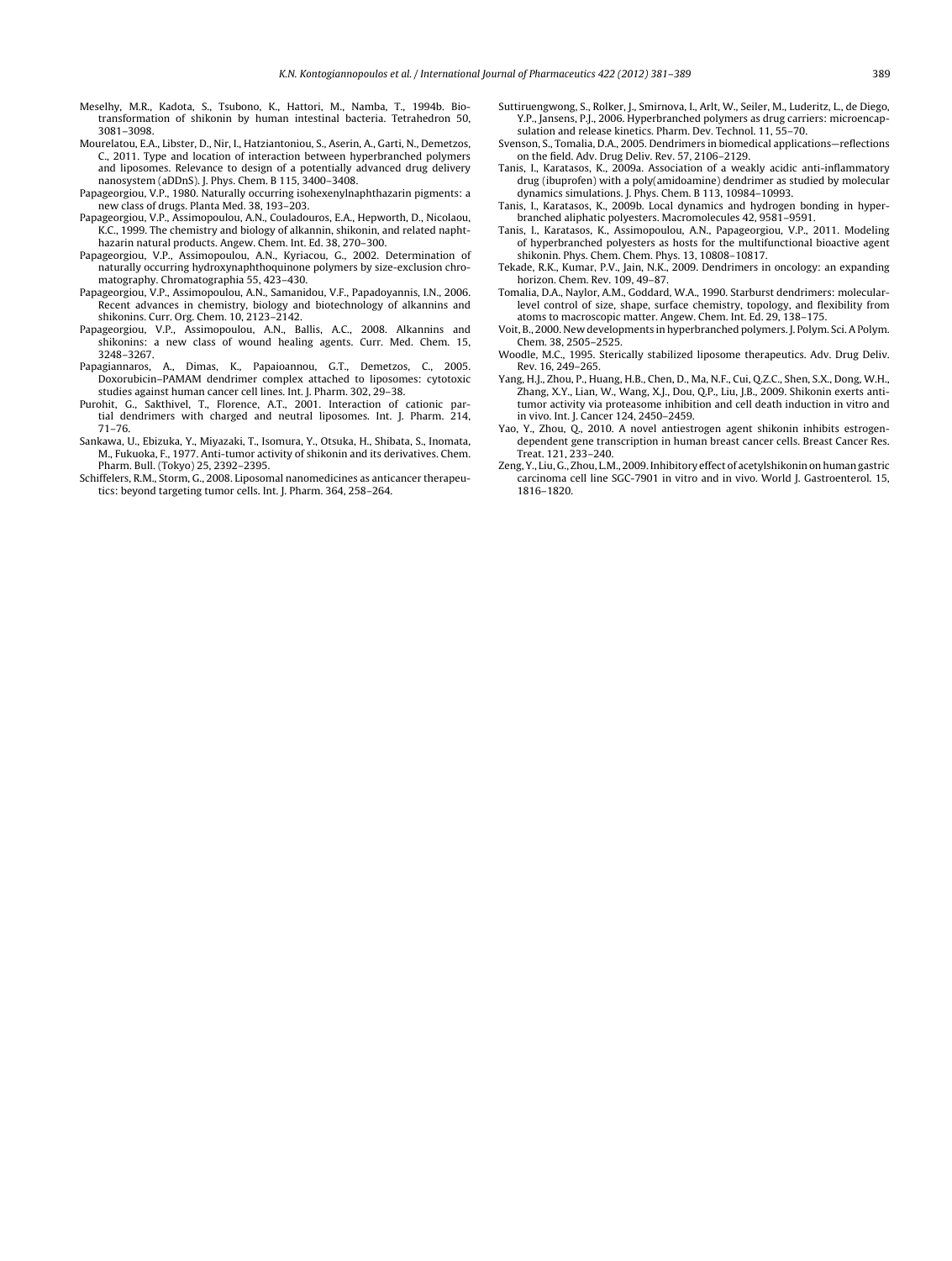Meselhy, M.R., Kadota, S., Tsubono, K., Hattori, M., Namba, T., 1994b. Biotransformation of shikonin by human intestinal bacteria. Tetrahedron 50, 3081–3098.

Mourelatou, E.A., Libster, D., Nir, I., Hatziantoniou, S., Aserin, A., Garti, N., Demetzos, C., 2011. Type and location of interaction between hyperbranched polymers and liposomes. Relevance to design of a potentially advanced drug delivery nanosystem (aDDnS). J. Phys. Chem. B 115, 3400–3408.

Papageorgiou, V.P., 1980. Naturally occurring isohexenylnaphthazarin pigments: a new class of drugs. Planta Med. 38, 193–203.

Papageorgiou, V.P., Assimopoulou, A.N., Couladouros, E.A., Hepworth, D., Nicolaou, K.C., 1999. The chemistry and biology of alkannin, shikonin, and related naphthazarin natural products. Angew. Chem. Int. Ed. 38, 270–300.

Papageorgiou, V.P., Assimopoulou, A.N., Kyriacou, G., 2002. Determination of naturally occurring hydroxynaphthoquinone polymers by size-exclusion chromatography. Chromatographia 55, 423–430.

Papageorgiou, V.P., Assimopoulou, A.N., Samanidou, V.F., Papadoyannis, I.N., 2006. Recent advances in chemistry, biology and biotechnology of alkannins and shikonins. Curr. Org. Chem. 10, 2123–2142.

Papageorgiou, V.P., Assimopoulou, A.N., Ballis, A.C., 2008. Alkannins and shikonins: a new class of wound healing agents. Curr. Med. Chem. 15, 3248–3267.

Papagiannaros, A., Dimas, K., Papaioannou, G.T., Demetzos, C., 2005. Doxorubicin–PAMAM dendrimer complex attached to liposomes: cytotoxic studies against human cancer cell lines. Int. J. Pharm. 302, 29–38.

Purohit, G., Sakthivel, T., Florence, A.T., 2001. Interaction of cationic partial dendrimers with charged and neutral liposomes. Int. J. Pharm. 214, 71–76.

Sankawa, U., Ebizuka, Y., Miyazaki, T., Isomura, Y., Otsuka, H., Shibata, S., Inomata, M., Fukuoka, F., 1977. Anti-tumor activity of shikonin and its derivatives. Chem. Pharm. Bull. (Tokyo) 25, 2392–2395.

Schiffelers, R.M., Storm, G., 2008. Liposomal nanomedicines as anticancer therapeutics: beyond targeting tumor cells. Int. J. Pharm. 364, 258–264.

Suttiruengwong, S., Rolker, J., Smirnova, I., Arlt, W., Seiler, M., Luderitz, L., de Diego, Y.P., Jansens, P.J., 2006. Hyperbranched polymers as drug carriers: microencapsulation and release kinetics. Pharm. Dev. Technol. 11, 55–70.

Svenson, S., Tomalia, D.A., 2005. Dendrimers in biomedical applications—reflections on the field. Adv. Drug Deliv. Rev. 57, 2106–2129.

Tanis, I., Karatasos, K., 2009a. Association of a weakly acidic anti-inflammatory drug (ibuprofen) with a poly(amidoamine) dendrimer as studied by molecular dynamics simulations. J. Phys. Chem. B 113, 10984–10993.

Tanis, I., Karatasos, K., 2009b. Local dynamics and hydrogen bonding in hyperbranched aliphatic polyesters. Macromolecules 42, 9581–9591.

Tanis, I., Karatasos, K., Assimopoulou, A.N., Papageorgiou, V.P., 2011. Modeling of hyperbranched polyesters as hosts for the multifunctional bioactive agent shikonin. Phys. Chem. Chem. Phys. 13, 10808–10817.

Tekade, R.K., Kumar, P.V., Jain, N.K., 2009. Dendrimers in oncology: an expanding horizon. Chem. Rev. 109, 49–87.

Tomalia, D.A., Naylor, A.M., Goddard, W.A., 1990. Starburst dendrimers: molecular-level control of size, shape, surface chemistry, topology, and flexibility from atoms to macroscopic matter. Angew. Chem. Int. Ed. 29, 138–175.

Voit, B., 2000. New developments in hyperbranched polymers. J. Polym. Sci. A Polym. Chem. 38, 2505–2525.

Woodle, M.C., 1995. Sterically stabilized liposome therapeutics. Adv. Drug Deliv. Rev. 16, 249–265.

Yang, H.J., Zhou, P., Huang, H.B., Chen, D., Ma, N.F., Cui, Q.Z.C., Shen, S.X., Dong, W.H., Zhang, X.Y., Lian, W., Wang, X.J., Dou, Q.P., Liu, J.B., 2009. Shikonin exerts antitumor activity via proteasome inhibition and cell death induction in vitro and in vivo. Int. J. Cancer 124, 2450–2459.

Yao, Y., Zhou, Q., 2010. A novel antiestrogen agent shikonin inhibits estrogen-dependent gene transcription in human breast cancer cells. Breast Cancer Res. Treat. 121, 233–240.

Zeng, Y., Liu, G., Zhou, L.M., 2009. Inhibitory effect of acetylshikonin on human gastric carcinoma cell line SGC-7901 in vitro and in vivo. World J. Gastroenterol. 15, 1816–1820.